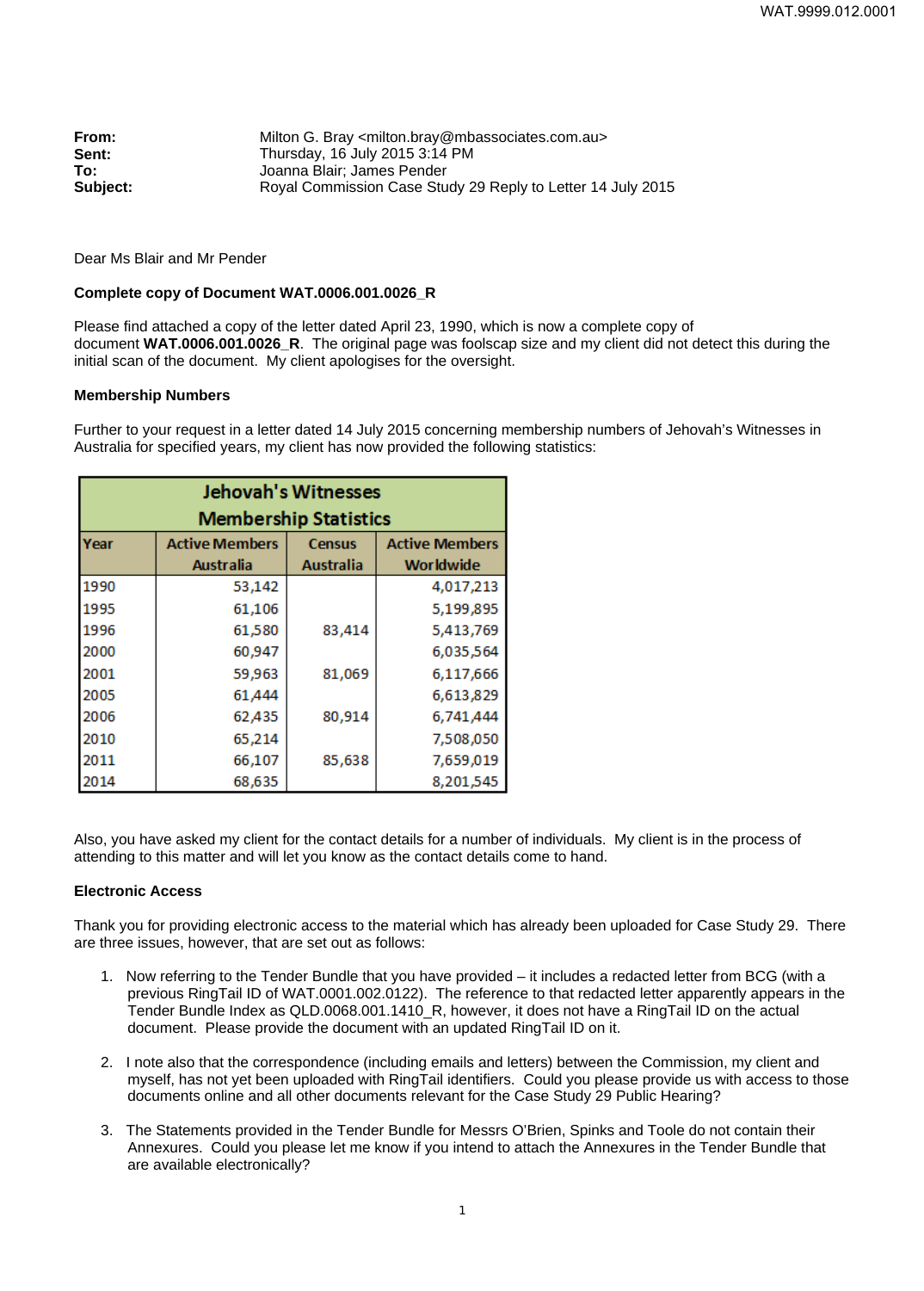**From:** Milton G. Bray <milton.bray@mbassociates.com.au>
**Sent:** Thursday, 16 July 2015 3:14 PM
**To:** Joanna Blair; James Pender
**Subject:** Royal Commission Case Study 29 Reply to Letter 14 July 2015

Dear Ms Blair and Mr Pender

**Complete copy of Document WAT.0006.001.0026_R**

Please find attached a copy of the letter dated April 23, 1990, which is now a complete copy of document **WAT.0006.001.0026_R**. The original page was foolscap size and my client did not detect this during the initial scan of the document. My client apologises for the oversight.

**Membership Numbers**

Further to your request in a letter dated 14 July 2015 concerning membership numbers of Jehovah's Witnesses in Australia for specified years, my client has now provided the following statistics:

| Jehovah's Witnesses Membership Statistics | | | |
|---|---|---|---|
| Year | Active Members Australia | Census Australia | Active Members Worldwide |
| 1990 | 53,142 | | 4,017,213 |
| 1995 | 61,106 | | 5,199,895 |
| 1996 | 61,580 | 83,414 | 5,413,769 |
| 2000 | 60,947 | | 6,035,564 |
| 2001 | 59,963 | 81,069 | 6,117,666 |
| 2005 | 61,444 | | 6,613,829 |
| 2006 | 62,435 | 80,914 | 6,741,444 |
| 2010 | 65,214 | | 7,508,050 |
| 2011 | 66,107 | 85,638 | 7,659,019 |
| 2014 | 68,635 | | 8,201,545 |

Also, you have asked my client for the contact details for a number of individuals. My client is in the process of attending to this matter and will let you know as the contact details come to hand.

**Electronic Access**

Thank you for providing electronic access to the material which has already been uploaded for Case Study 29. There are three issues, however, that are set out as follows:

1. Now referring to the Tender Bundle that you have provided – it includes a redacted letter from BCG (with a previous RingTail ID of WAT.0001.002.0122). The reference to that redacted letter apparently appears in the Tender Bundle Index as QLD.0068.001.1410_R, however, it does not have a RingTail ID on the actual document. Please provide the document with an updated RingTail ID on it.

2. I note also that the correspondence (including emails and letters) between the Commission, my client and myself, has not yet been uploaded with RingTail identifiers. Could you please provide us with access to those documents online and all other documents relevant for the Case Study 29 Public Hearing?

3. The Statements provided in the Tender Bundle for Messrs O'Brien, Spinks and Toole do not contain their Annexures. Could you please let me know if you intend to attach the Annexures in the Tender Bundle that are available electronically?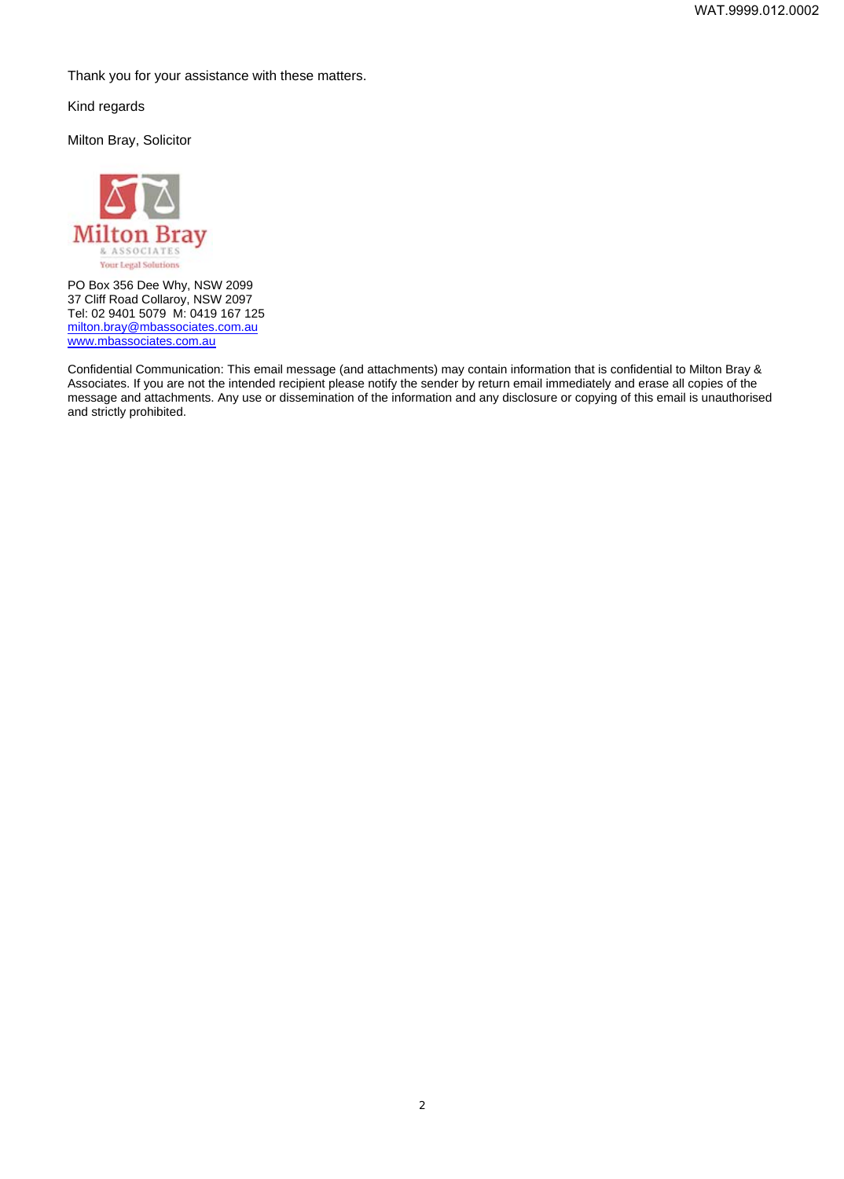Thank you for your assistance with these matters.

Kind regards

Milton Bray, Solicitor

Milton Bray
& ASSOCIATES
Your Legal Solutions

PO Box 356 Dee Why, NSW 2099
37 Cliff Road Collaroy, NSW 2097
Tel: 02 9401 5079 M: 0419 167 125
milton.bray@mbassociates.com.au
www.mbassociates.com.au

Confidential Communication: This email message (and attachments) may contain information that is confidential to Milton Bray & Associates. If you are not the intended recipient please notify the sender by return email immediately and erase all copies of the message and attachments. Any use or dissemination of the information and any disclosure or copying of this email is unauthorised and strictly prohibited.